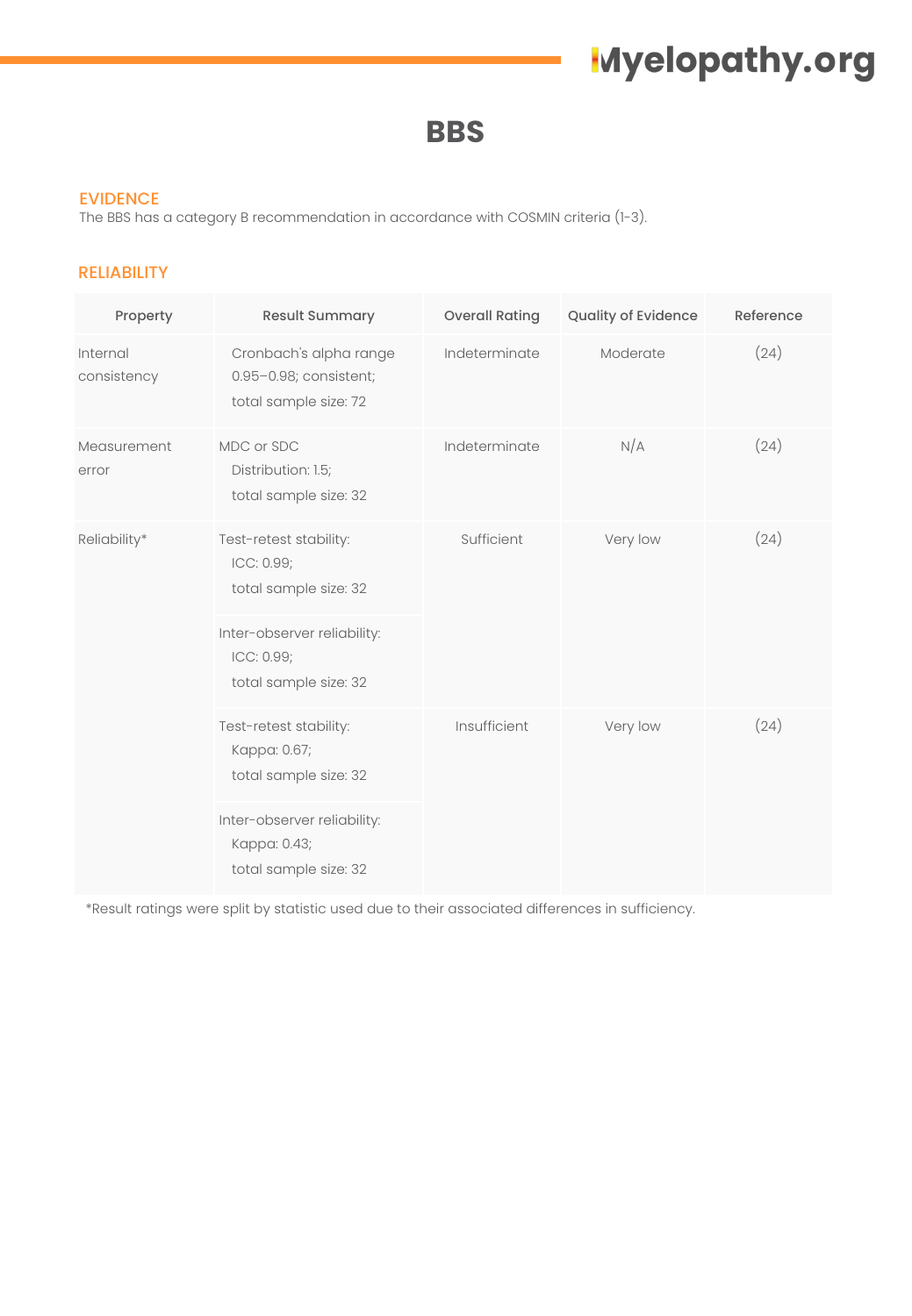# BBS

## EVIDENCE

The BBS has a category B recommendation in accordance with COSMIN criteria (1-3).

## RELIABILITY

| Property | Result Summary | Overall Rating | Quality of Evidence | Reference |
|---|---|---|---|---|
| Internal consistency | Cronbach's alpha range 0.95–0.98; consistent; total sample size: 72 | Indeterminate | Moderate | (24) |
| Measurement error | MDC or SDC Distribution: 1.5; total sample size: 32 | Indeterminate | N/A | (24) |
| Reliability* | Test-retest stability: ICC: 0.99; total sample size: 32<br>Inter-observer reliability: ICC: 0.99; total sample size: 32 | Sufficient | Very low | (24) |
| | Test-retest stability: Kappa: 0.67; total sample size: 32<br>Inter-observer reliability: Kappa: 0.43; total sample size: 32 | Insufficient | Very low | (24) |

*Result ratings were split by statistic used due to their associated differences in sufficiency.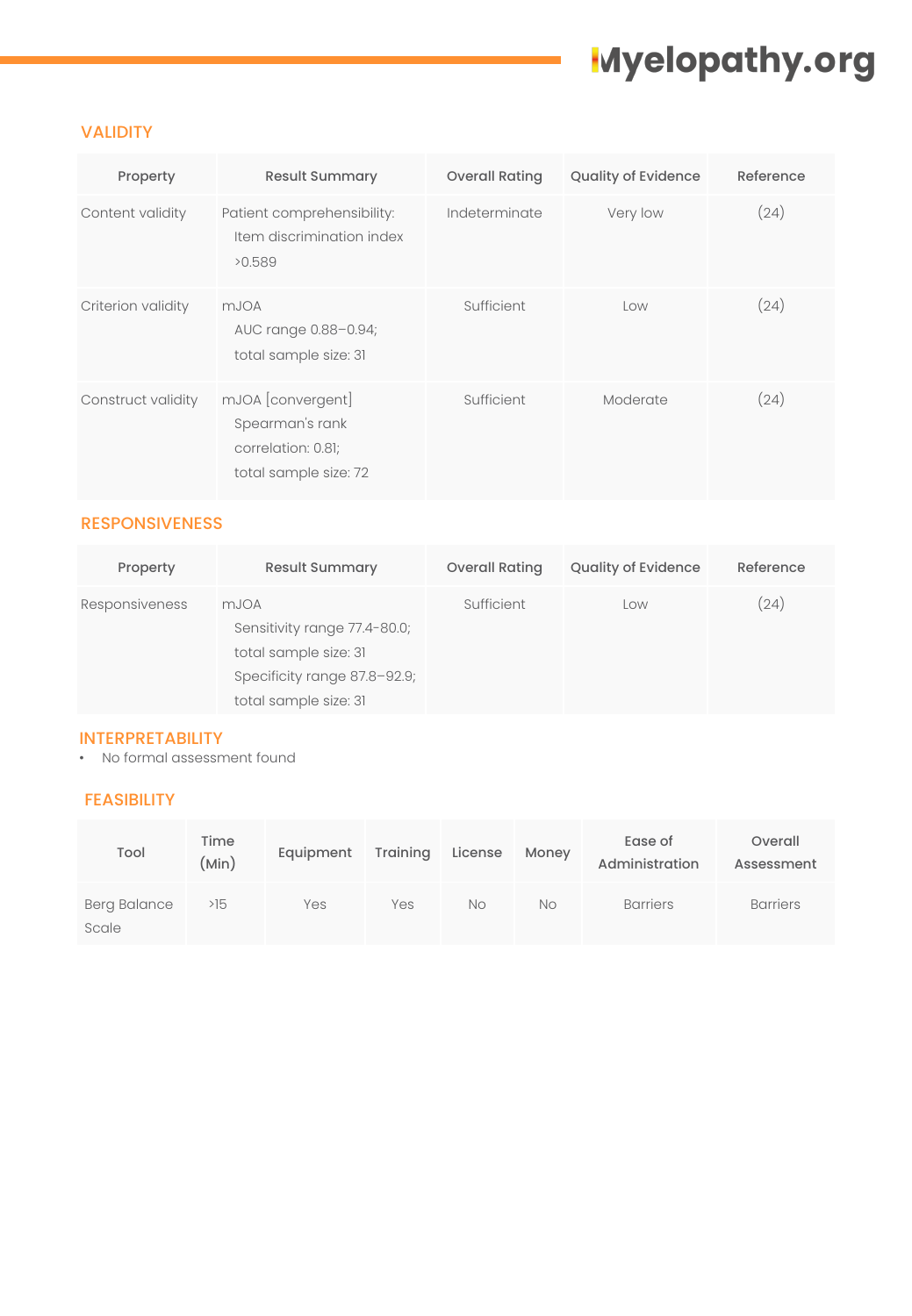## VALIDITY

| Property | Result Summary | Overall Rating | Quality of Evidence | Reference |
|---|---|---|---|---|
| Content validity | Patient comprehensibility: Item discrimination index >0.589 | Indeterminate | Very low | (24) |
| Criterion validity | mJOA AUC range 0.88–0.94; total sample size: 31 | Sufficient | Low | (24) |
| Construct validity | mJOA [convergent] Spearman's rank correlation: 0.81; total sample size: 72 | Sufficient | Moderate | (24) |

## RESPONSIVENESS

| Property | Result Summary | Overall Rating | Quality of Evidence | Reference |
|---|---|---|---|---|
| Responsiveness | mJOA Sensitivity range 77.4–80.0; total sample size: 31 Specificity range 87.8–92.9; total sample size: 31 | Sufficient | Low | (24) |

## INTERPRETABILITY

- No formal assessment found

## FEASIBILITY

| Tool | Time (Min) | Equipment | Training | License | Money | Ease of Administration | Overall Assessment |
|---|---|---|---|---|---|---|---|
| Berg Balance Scale | >15 | Yes | Yes | No | No | Barriers | Barriers |